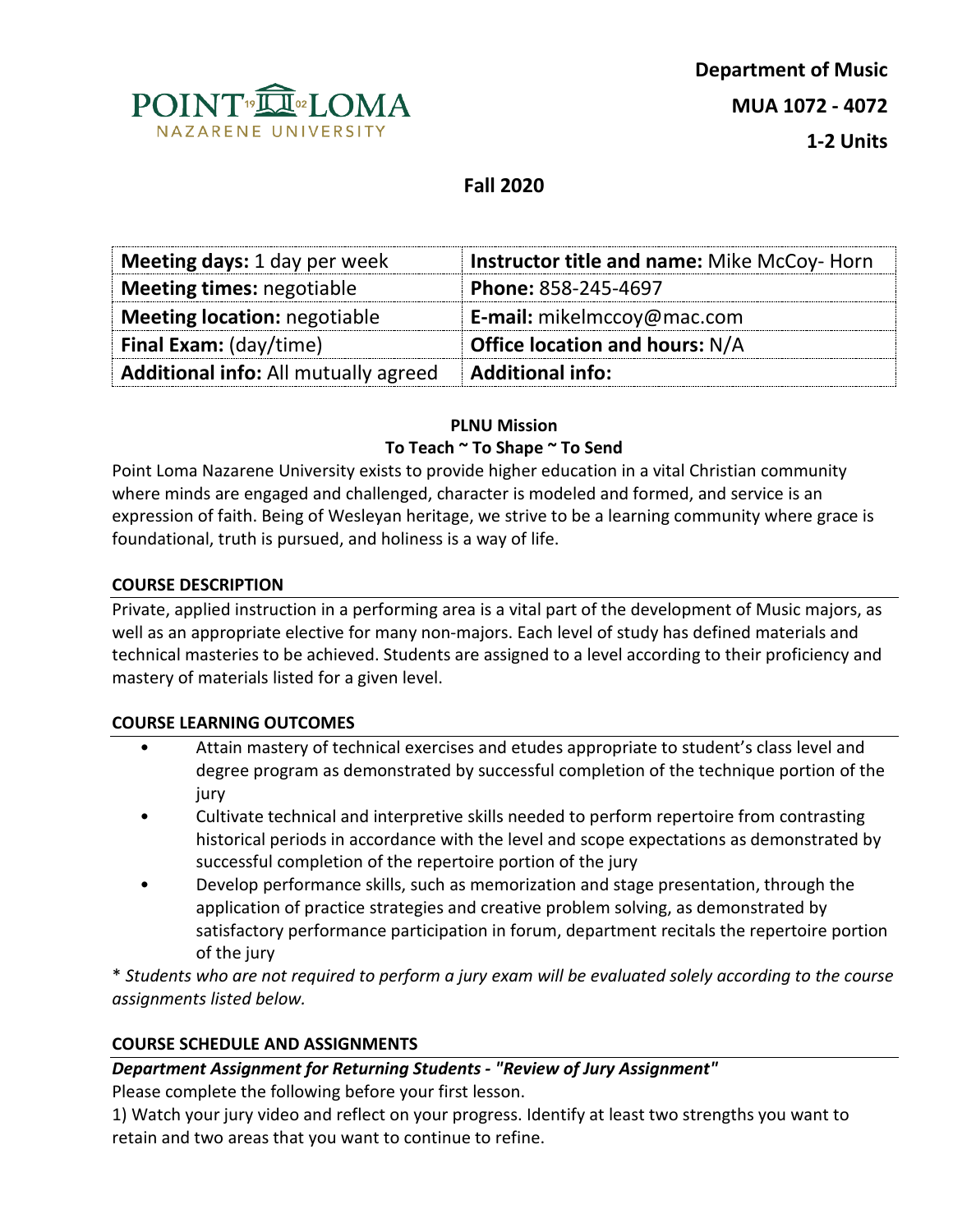Department of Music

MUA 1072 - 4072

1-2 Units

**Fall 2020**

| **Meeting days:** 1 day per week | **Instructor title and name:** Mike McCoy- Horn |
|---|---|
| **Meeting times:** negotiable | **Phone:** 858-245-4697 |
| **Meeting location:** negotiable | **E-mail:** mikelmccoy@mac.com |
| **Final Exam:** (day/time) | **Office location and hours:** N/A |
| **Additional info:** All mutually agreed | **Additional info:** |

**PLNU Mission**

**To Teach ~ To Shape ~ To Send**

Point Loma Nazarene University exists to provide higher education in a vital Christian community where minds are engaged and challenged, character is modeled and formed, and service is an expression of faith. Being of Wesleyan heritage, we strive to be a learning community where grace is foundational, truth is pursued, and holiness is a way of life.

## COURSE DESCRIPTION

Private, applied instruction in a performing area is a vital part of the development of Music majors, as well as an appropriate elective for many non-majors. Each level of study has defined materials and technical masteries to be achieved. Students are assigned to a level according to their proficiency and mastery of materials listed for a given level.

## COURSE LEARNING OUTCOMES

- Attain mastery of technical exercises and etudes appropriate to student's class level and degree program as demonstrated by successful completion of the technique portion of the jury
- Cultivate technical and interpretive skills needed to perform repertoire from contrasting historical periods in accordance with the level and scope expectations as demonstrated by successful completion of the repertoire portion of the jury
- Develop performance skills, such as memorization and stage presentation, through the application of practice strategies and creative problem solving, as demonstrated by satisfactory performance participation in forum, department recitals the repertoire portion of the jury

\* *Students who are not required to perform a jury exam will be evaluated solely according to the course assignments listed below.*

## COURSE SCHEDULE AND ASSIGNMENTS

***Department Assignment for Returning Students - "Review of Jury Assignment"***

Please complete the following before your first lesson.

1) Watch your jury video and reflect on your progress. Identify at least two strengths you want to retain and two areas that you want to continue to refine.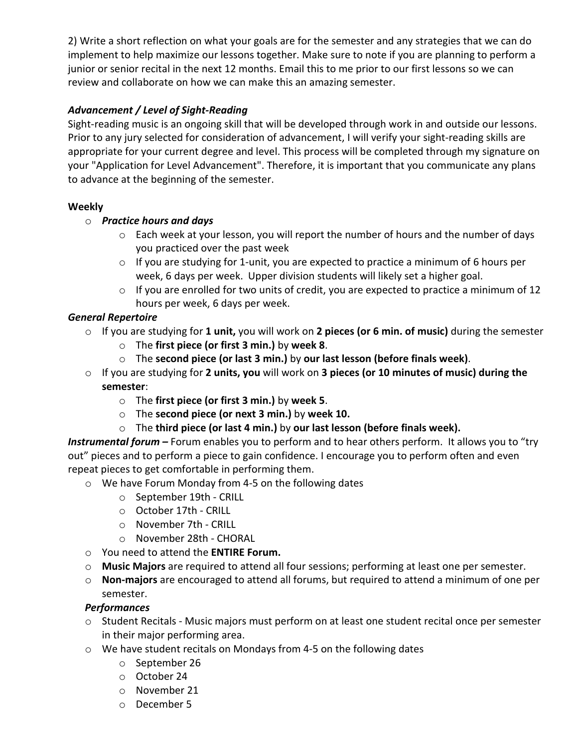2) Write a short reflection on what your goals are for the semester and any strategies that we can do implement to help maximize our lessons together. Make sure to note if you are planning to perform a junior or senior recital in the next 12 months. Email this to me prior to our first lessons so we can review and collaborate on how we can make this an amazing semester.

***Advancement / Level of Sight-Reading***

Sight-reading music is an ongoing skill that will be developed through work in and outside our lessons. Prior to any jury selected for consideration of advancement, I will verify your sight-reading skills are appropriate for your current degree and level. This process will be completed through my signature on your "Application for Level Advancement". Therefore, it is important that you communicate any plans to advance at the beginning of the semester.

**Weekly**

- ***Practice hours and days***
  - Each week at your lesson, you will report the number of hours and the number of days you practiced over the past week
  - If you are studying for 1-unit, you are expected to practice a minimum of 6 hours per week, 6 days per week. Upper division students will likely set a higher goal.
  - If you are enrolled for two units of credit, you are expected to practice a minimum of 12 hours per week, 6 days per week.

***General Repertoire***

- If you are studying for **1 unit,** you will work on **2 pieces (or 6 min. of music)** during the semester
  - The **first piece (or first 3 min.)** by **week 8**.
  - The **second piece (or last 3 min.)** by **our last lesson (before finals week)**.
- If you are studying for **2 units, you** will work on **3 pieces (or 10 minutes of music) during the semester**:
  - The **first piece (or first 3 min.)** by **week 5**.
  - The **second piece (or next 3 min.)** by **week 10.**
  - The **third piece (or last 4 min.)** by **our last lesson (before finals week).**

***Instrumental forum –*** Forum enables you to perform and to hear others perform. It allows you to "try out" pieces and to perform a piece to gain confidence. I encourage you to perform often and even repeat pieces to get comfortable in performing them.

- We have Forum Monday from 4-5 on the following dates
  - September 19th - CRILL
  - October 17th - CRILL
  - November 7th - CRILL
  - November 28th - CHORAL
- You need to attend the **ENTIRE Forum.**
- **Music Majors** are required to attend all four sessions; performing at least one per semester.
- **Non-majors** are encouraged to attend all forums, but required to attend a minimum of one per semester.

***Performances***

- Student Recitals - Music majors must perform on at least one student recital once per semester in their major performing area.
- We have student recitals on Mondays from 4-5 on the following dates
  - September 26
  - October 24
  - November 21
  - December 5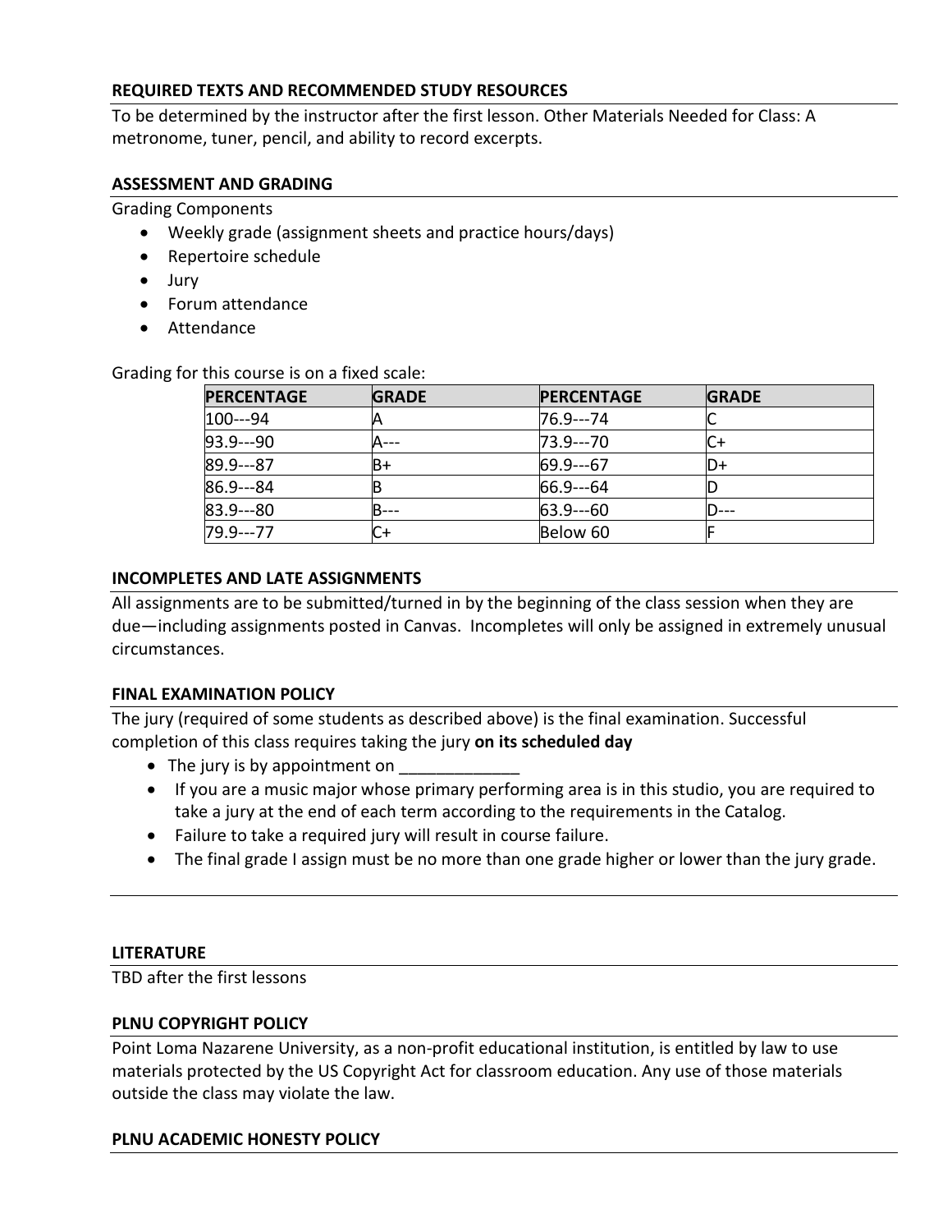### REQUIRED TEXTS AND RECOMMENDED STUDY RESOURCES

To be determined by the instructor after the first lesson. Other Materials Needed for Class: A metronome, tuner, pencil, and ability to record excerpts.

### ASSESSMENT AND GRADING

Grading Components

- Weekly grade (assignment sheets and practice hours/days)
- Repertoire schedule
- Jury
- Forum attendance
- Attendance

Grading for this course is on a fixed scale:

| PERCENTAGE | GRADE | PERCENTAGE | GRADE |
|---|---|---|---|
| 100---94 | A | 76.9---74 | C |
| 93.9---90 | A--- | 73.9---70 | C+ |
| 89.9---87 | B+ | 69.9---67 | D+ |
| 86.9---84 | B | 66.9---64 | D |
| 83.9---80 | B--- | 63.9---60 | D--- |
| 79.9---77 | C+ | Below 60 | F |

### INCOMPLETES AND LATE ASSIGNMENTS

All assignments are to be submitted/turned in by the beginning of the class session when they are due—including assignments posted in Canvas. Incompletes will only be assigned in extremely unusual circumstances.

### FINAL EXAMINATION POLICY

The jury (required of some students as described above) is the final examination. Successful completion of this class requires taking the jury **on its scheduled day**

- The jury is by appointment on _____________
- If you are a music major whose primary performing area is in this studio, you are required to take a jury at the end of each term according to the requirements in the Catalog.
- Failure to take a required jury will result in course failure.
- The final grade I assign must be no more than one grade higher or lower than the jury grade.

### LITERATURE

TBD after the first lessons

### PLNU COPYRIGHT POLICY

Point Loma Nazarene University, as a non-profit educational institution, is entitled by law to use materials protected by the US Copyright Act for classroom education. Any use of those materials outside the class may violate the law.

### PLNU ACADEMIC HONESTY POLICY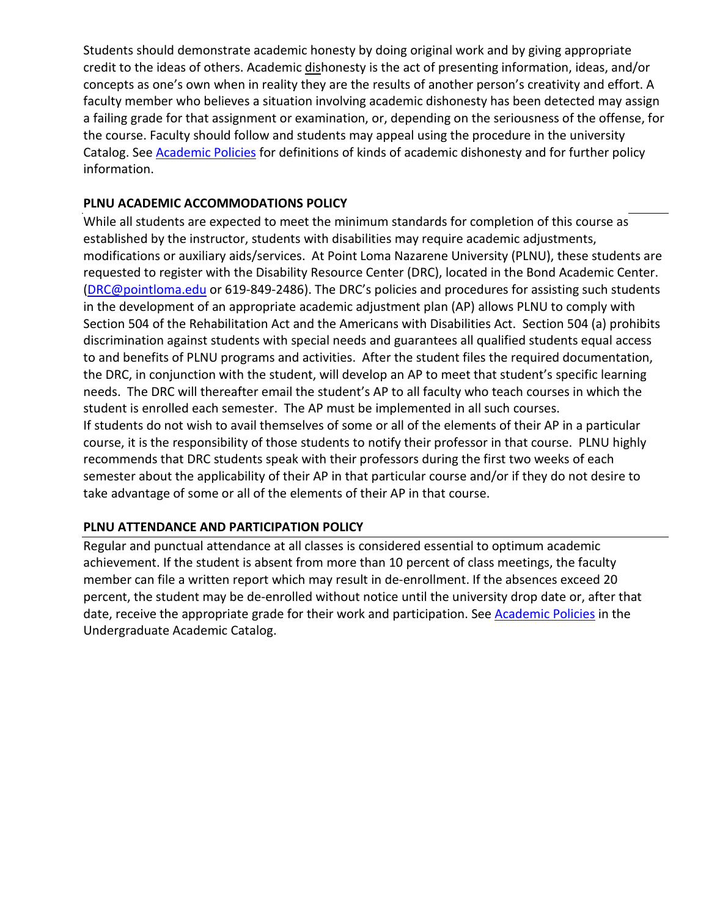Students should demonstrate academic honesty by doing original work and by giving appropriate credit to the ideas of others. Academic dishonesty is the act of presenting information, ideas, and/or concepts as one's own when in reality they are the results of another person's creativity and effort. A faculty member who believes a situation involving academic dishonesty has been detected may assign a failing grade for that assignment or examination, or, depending on the seriousness of the offense, for the course. Faculty should follow and students may appeal using the procedure in the university Catalog. See Academic Policies for definitions of kinds of academic dishonesty and for further policy information.

**PLNU ACADEMIC ACCOMMODATIONS POLICY**

While all students are expected to meet the minimum standards for completion of this course as established by the instructor, students with disabilities may require academic adjustments, modifications or auxiliary aids/services. At Point Loma Nazarene University (PLNU), these students are requested to register with the Disability Resource Center (DRC), located in the Bond Academic Center. (DRC@pointloma.edu or 619-849-2486). The DRC's policies and procedures for assisting such students in the development of an appropriate academic adjustment plan (AP) allows PLNU to comply with Section 504 of the Rehabilitation Act and the Americans with Disabilities Act. Section 504 (a) prohibits discrimination against students with special needs and guarantees all qualified students equal access to and benefits of PLNU programs and activities. After the student files the required documentation, the DRC, in conjunction with the student, will develop an AP to meet that student's specific learning needs. The DRC will thereafter email the student's AP to all faculty who teach courses in which the student is enrolled each semester. The AP must be implemented in all such courses.
If students do not wish to avail themselves of some or all of the elements of their AP in a particular course, it is the responsibility of those students to notify their professor in that course. PLNU highly recommends that DRC students speak with their professors during the first two weeks of each semester about the applicability of their AP in that particular course and/or if they do not desire to take advantage of some or all of the elements of their AP in that course.

**PLNU ATTENDANCE AND PARTICIPATION POLICY**

Regular and punctual attendance at all classes is considered essential to optimum academic achievement. If the student is absent from more than 10 percent of class meetings, the faculty member can file a written report which may result in de-enrollment. If the absences exceed 20 percent, the student may be de-enrolled without notice until the university drop date or, after that date, receive the appropriate grade for their work and participation. See Academic Policies in the Undergraduate Academic Catalog.